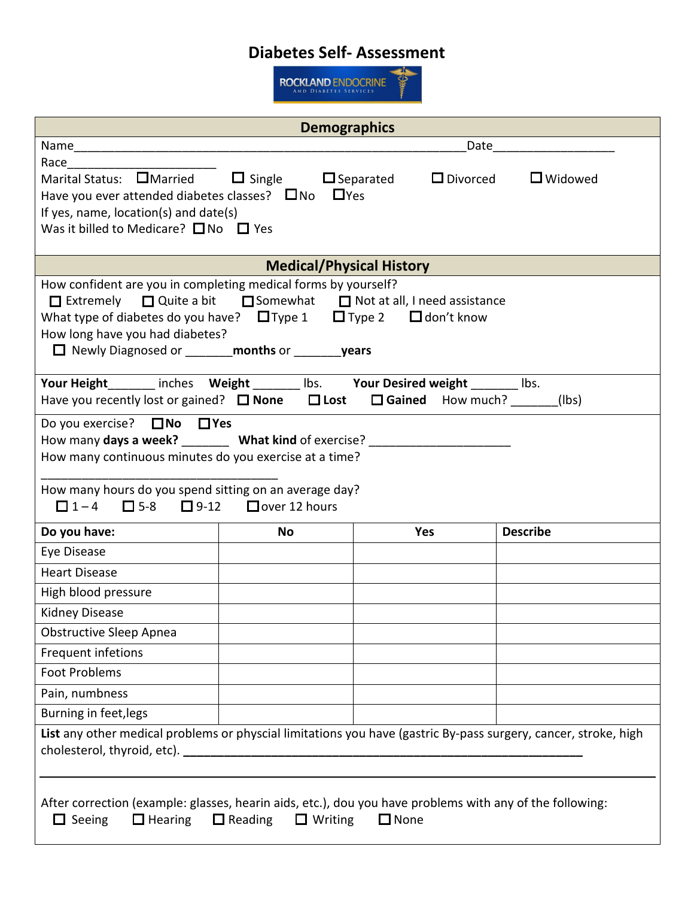# Diabetes Self- Assessment

ROCKLAND ENDOCRINE AND DIABETES SERVICES

## Demographics

Name_____________________________________________________Date__________________

Race______________________

Marital Status: ☐Married ☐ Single ☐Separated ☐Divorced ☐Widowed

Have you ever attended diabetes classes? ☐No ☐Yes

If yes, name, location(s) and date(s)

Was it billed to Medicare? ☐No ☐ Yes

## Medical/Physical History

How confident are you in completing medical forms by yourself?

☐ Extremely ☐ Quite a bit ☐Somewhat ☐ Not at all, I need assistance

What type of diabetes do you have? ☐Type 1 ☐Type 2 ☐don't know

How long have you had diabetes?

☐ Newly Diagnosed or _______**months** or _______**years**

**Your Height**_______ inches **Weight** _______ lbs. **Your Desired weight** _______ lbs.

Have you recently lost or gained? ☐ **None** ☐ **Lost** ☐ **Gained** How much? _______(lbs)

Do you exercise? ☐**No** ☐**Yes**

How many **days a week?** _______ **What kind** of exercise? _____________________

How many continuous minutes do you exercise at a time?

____________________________________

How many hours do you spend sitting on an average day?

☐1 – 4 ☐5-8 ☐9-12 ☐over 12 hours

| **Do you have:** | **No** | **Yes** | **Describe** |
|---|---|---|---|
| Eye Disease | | | |
| Heart Disease | | | |
| High blood pressure | | | |
| Kidney Disease | | | |
| Obstructive Sleep Apnea | | | |
| Frequent infetions | | | |
| Foot Problems | | | |
| Pain, numbness | | | |
| Burning in feet,legs | | | |

**List** any other medical problems or physcial limitations you have (gastric By-pass surgery, cancer, stroke, high cholesterol, thyroid, etc). ____________________________________________________________

______________________________________________________________________________

After correction (example: glasses, hearin aids, etc.), dou you have problems with any of the following:

☐ Seeing ☐ Hearing ☐ Reading ☐ Writing ☐ None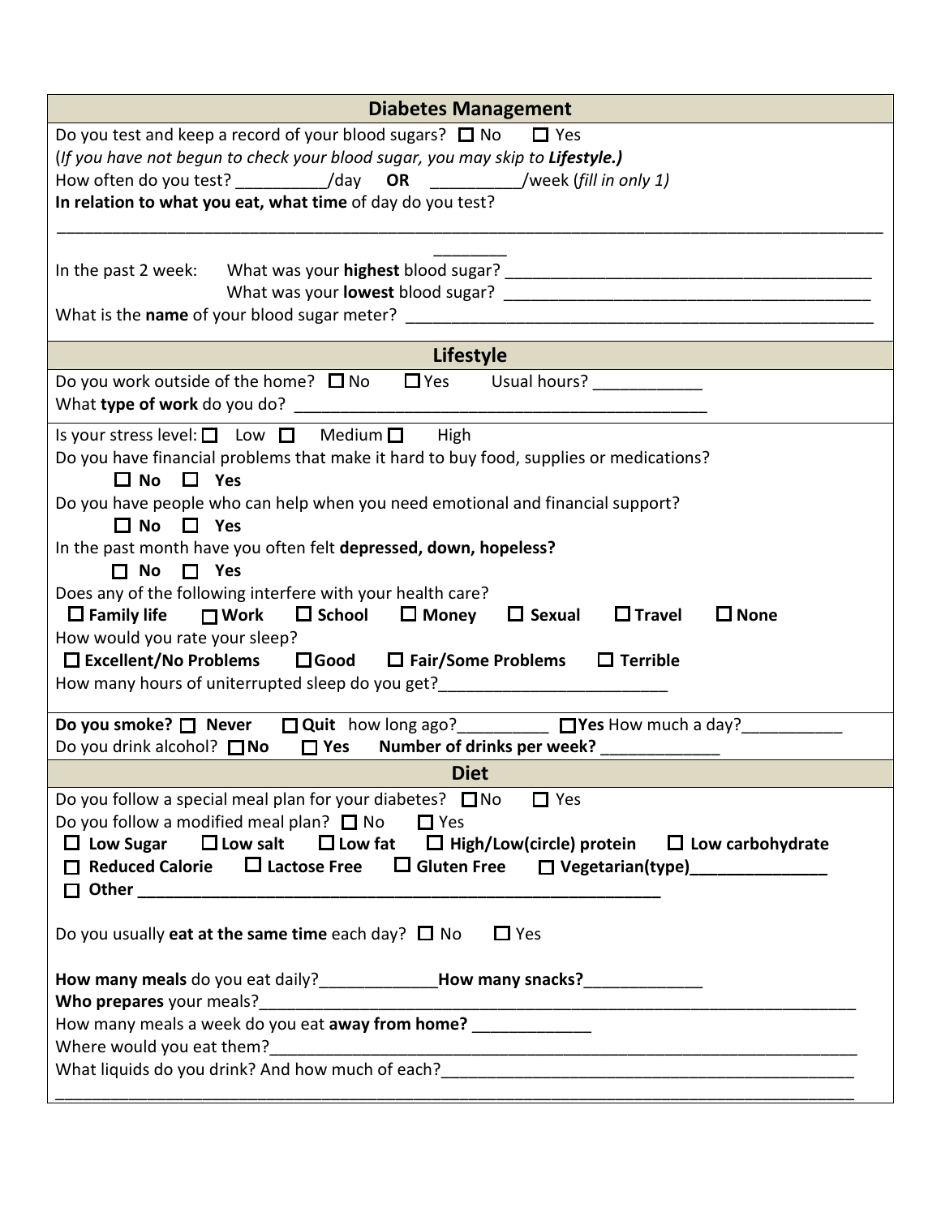## Diabetes Management

Do you test and keep a record of your blood sugars? ☐ No ☐ Yes

(*If you have not begun to check your blood sugar, you may skip to* ***Lifestyle.)***

How often do you test? __________/day **OR** __________/week (*fill in only 1)*

**In relation to what you eat, what time** of day do you test?

____________________________________________________________________________________________

________

In the past 2 week: What was your **highest** blood sugar? ________________________________________

What was your **lowest** blood sugar? ________________________________________

What is the **name** of your blood sugar meter? ________________________________________________

## Lifestyle

Do you work outside of the home? ☐ No ☐ Yes Usual hours? ____________

What **type of work** do you do? ______________________________________________

Is your stress level: ☐ Low ☐ Medium ☐ High

Do you have financial problems that make it hard to buy food, supplies or medications?

☐ **No** ☐ **Yes**

Do you have people who can help when you need emotional and financial support?

☐ **No** ☐ **Yes**

In the past month have you often felt **depressed, down, hopeless?**

☐ **No** ☐ **Yes**

Does any of the following interfere with your health care?

☐ **Family life** ☐ **Work** ☐ **School** ☐ **Money** ☐ **Sexual** ☐ **Travel** ☐ **None**

How would you rate your sleep?

☐ **Excellent/No Problems** ☐ **Good** ☐ **Fair/Some Problems** ☐ **Terrible**

How many hours of uninterrupted sleep do you get?_________________________

**Do you smoke?** ☐ **Never** ☐ **Quit** how long ago?__________ ☐ **Yes** How much a day?___________

Do you drink alcohol? ☐ **No** ☐ **Yes** **Number of drinks per week?** _____________

## Diet

Do you follow a special meal plan for your diabetes? ☐ No ☐ Yes

Do you follow a modified meal plan? ☐ No ☐ Yes

☐ **Low Sugar** ☐ **Low salt** ☐ **Low fat** ☐ **High/Low(circle) protein** ☐ **Low carbohydrate**

☐ **Reduced Calorie** ☐ **Lactose Free** ☐ **Gluten Free** ☐ **Vegetarian(type)_______________**

☐ **Other ___________________________________________________________**

Do you usually **eat at the same time** each day? ☐ No ☐ Yes

**How many meals** do you eat daily?_____________ **How many snacks?**_____________

**Who prepares** your meals?____________________________________________________________________

How many meals a week do you eat **away from home?** _____________

Where would you eat them?_____________________________________________________________________

What liquids do you drink? And how much of each?______________________________________________

____________________________________________________________________________________________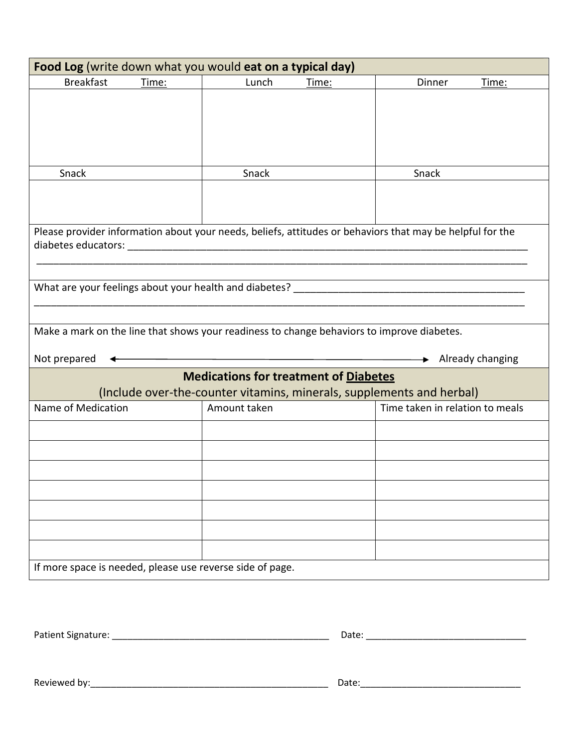| **Food Log** (write down what you would **eat on a typical day)** | | |
|---|---|---|
| Breakfast Time: | Lunch Time: | Dinner Time: |
| | | |
| Snack | Snack | Snack |
| | | |

Please provider information about your needs, beliefs, attitudes or behaviors that may be helpful for the diabetes educators: ______________________________________________________________________________
______________________________________________________________________________

What are your feelings about your health and diabetes? ___________________________________________
______________________________________________________________________________

Make a mark on the line that shows your readiness to change behaviors to improve diabetes.

Not prepared ←——————————————————————→ Already changing

## Medications for treatment of Diabetes
(Include over-the-counter vitamins, minerals, supplements and herbal)

| Name of Medication | Amount taken | Time taken in relation to meals |
|---|---|---|
| | | |
| | | |
| | | |
| | | |
| | | |
| | | |
| | | |

If more space is needed, please use reverse side of page.

Patient Signature: ___________________________________________ Date: _______________________________

Reviewed by:_______________________________________________ Date:_______________________________